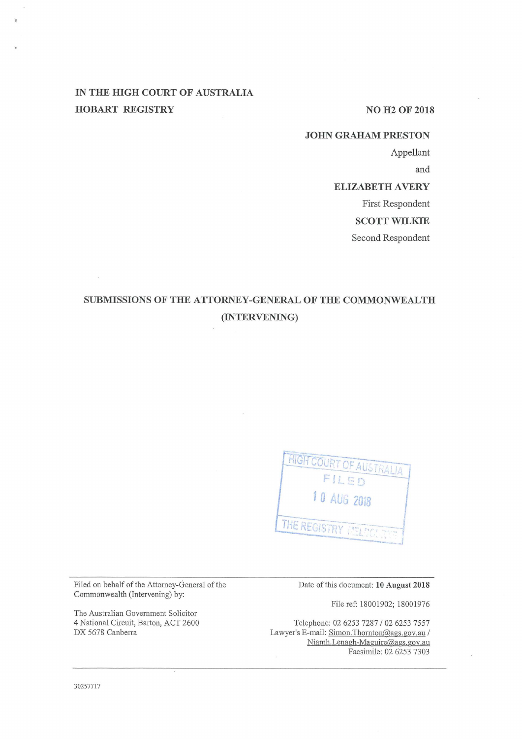IN THE HIGH COURT OF AUSTRALIA

HOBART REGISTRY

NO H2 OF 2018

**JOHN GRAHAM PRESTON**

Appellant

and

**ELIZABETH AVERY**

First Respondent

**SCOTT WILKIE**

Second Respondent

## SUBMISSIONS OF THE ATTORNEY-GENERAL OF THE COMMONWEALTH (INTERVENING)

HIGH COURT OF AUSTRALIA
FILED
10 AUG 2018
THE REGISTRY MELBOURNE

---

Filed on behalf of the Attorney-General of the Commonwealth (Intervening) by:

The Australian Government Solicitor
4 National Circuit, Barton, ACT 2600
DX 5678 Canberra

Date of this document: **10 August 2018**

File ref: 18001902; 18001976

Telephone: 02 6253 7287 / 02 6253 7557
Lawyer's E-mail: Simon.Thornton@ags.gov.au / Niamh.Lenagh-Maguire@ags.gov.au
Facsimile: 02 6253 7303

---

30257717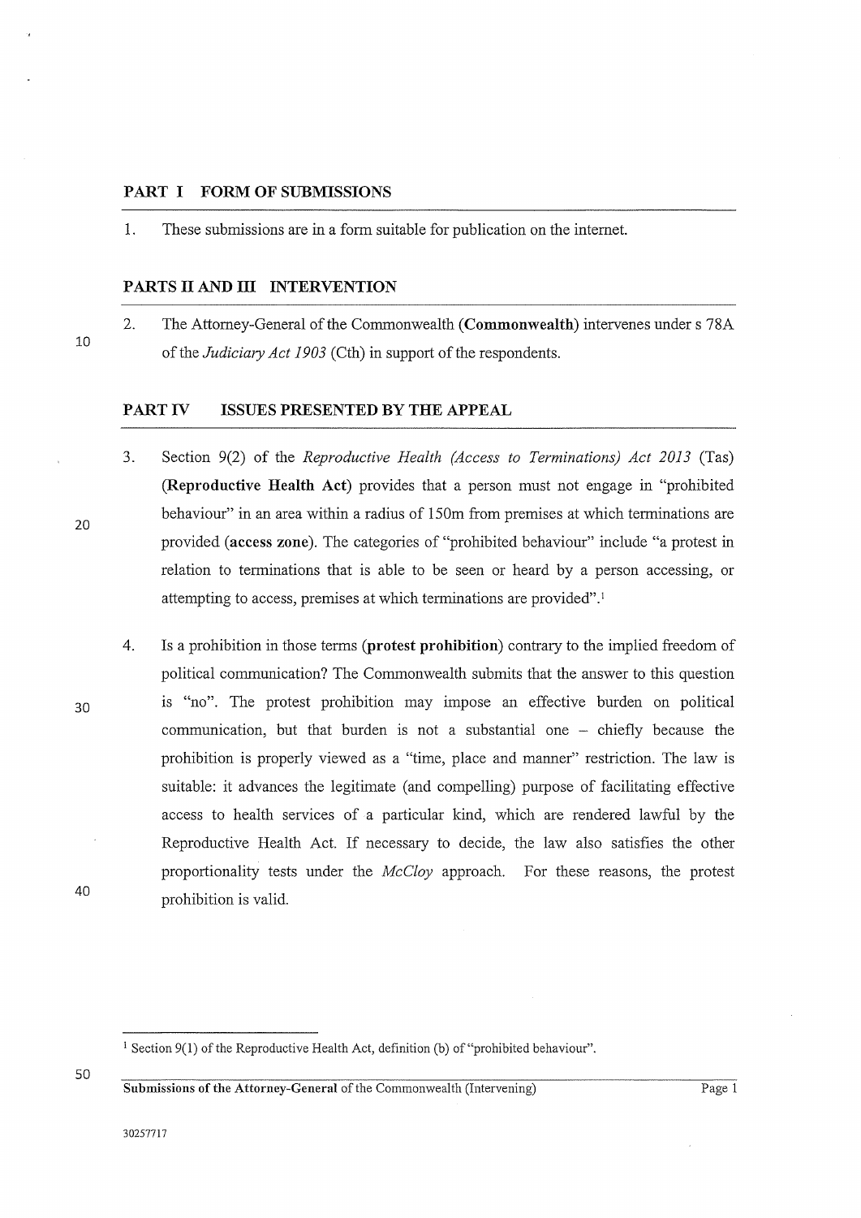## PART I FORM OF SUBMISSIONS

1. These submissions are in a form suitable for publication on the internet.

## PARTS II AND III INTERVENTION

2. The Attorney-General of the Commonwealth (**Commonwealth**) intervenes under s 78A of the *Judiciary Act 1903* (Cth) in support of the respondents.

## PART IV ISSUES PRESENTED BY THE APPEAL

3. Section 9(2) of the *Reproductive Health (Access to Terminations) Act 2013* (Tas) (**Reproductive Health Act**) provides that a person must not engage in "prohibited behaviour" in an area within a radius of 150m from premises at which terminations are provided (**access zone**). The categories of "prohibited behaviour" include "a protest in relation to terminations that is able to be seen or heard by a person accessing, or attempting to access, premises at which terminations are provided".[1]

4. Is a prohibition in those terms (**protest prohibition**) contrary to the implied freedom of political communication? The Commonwealth submits that the answer to this question is "no". The protest prohibition may impose an effective burden on political communication, but that burden is not a substantial one – chiefly because the prohibition is properly viewed as a "time, place and manner" restriction. The law is suitable: it advances the legitimate (and compelling) purpose of facilitating effective access to health services of a particular kind, which are rendered lawful by the Reproductive Health Act. If necessary to decide, the law also satisfies the other proportionality tests under the *McCloy* approach. For these reasons, the protest prohibition is valid.

[1] Section 9(1) of the Reproductive Health Act, definition (b) of "prohibited behaviour".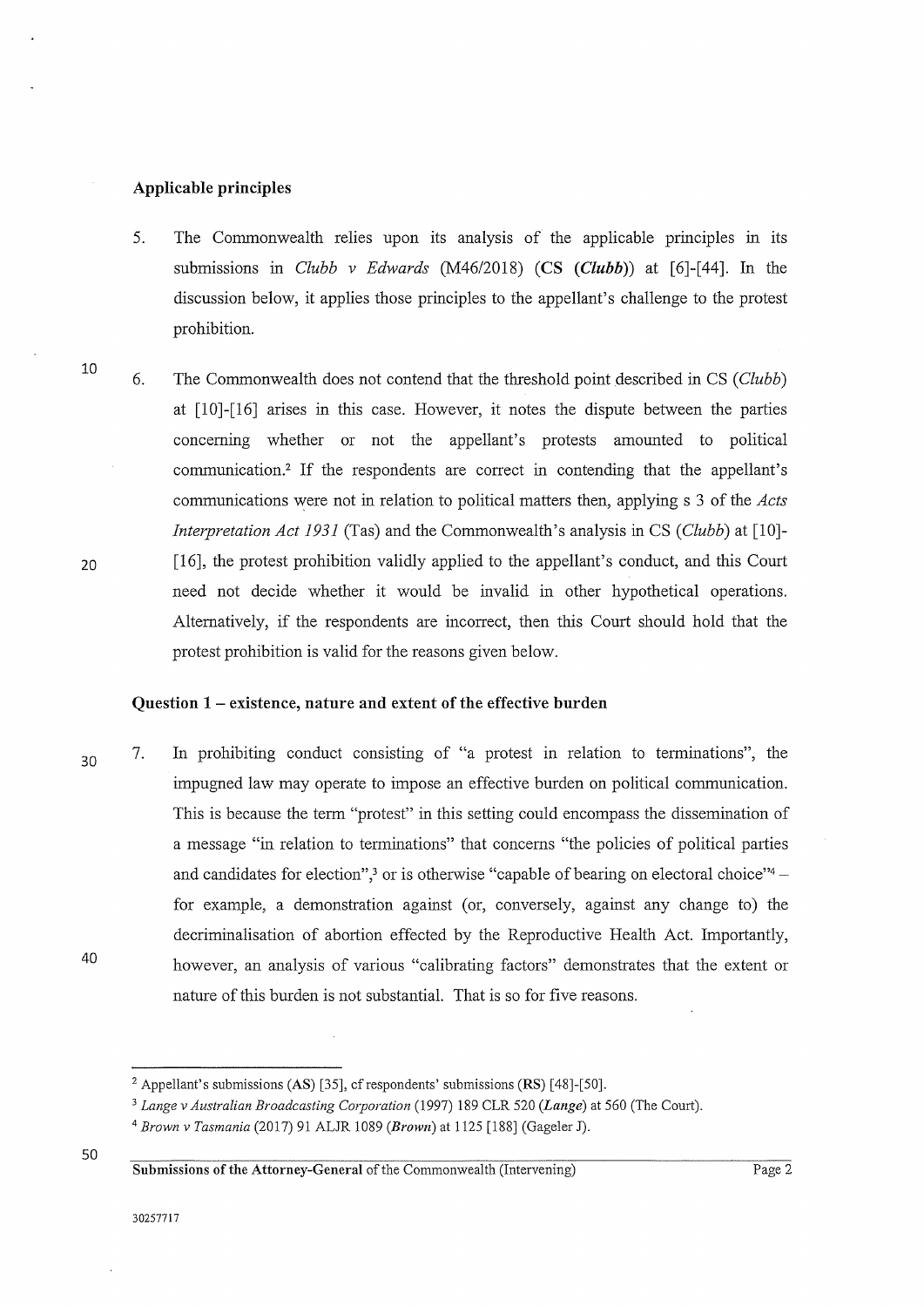## Applicable principles

5. The Commonwealth relies upon its analysis of the applicable principles in its submissions in *Clubb v Edwards* (M46/2018) (**CS (*Clubb*)**) at [6]-[44]. In the discussion below, it applies those principles to the appellant's challenge to the protest prohibition.

6. The Commonwealth does not contend that the threshold point described in CS (*Clubb*) at [10]-[16] arises in this case. However, it notes the dispute between the parties concerning whether or not the appellant's protests amounted to political communication.[2] If the respondents are correct in contending that the appellant's communications were not in relation to political matters then, applying s 3 of the *Acts Interpretation Act 1931* (Tas) and the Commonwealth's analysis in CS (*Clubb*) at [10]-[16], the protest prohibition validly applied to the appellant's conduct, and this Court need not decide whether it would be invalid in other hypothetical operations. Alternatively, if the respondents are incorrect, then this Court should hold that the protest prohibition is valid for the reasons given below.

## Question 1 – existence, nature and extent of the effective burden

7. In prohibiting conduct consisting of "a protest in relation to terminations", the impugned law may operate to impose an effective burden on political communication. This is because the term "protest" in this setting could encompass the dissemination of a message "in relation to terminations" that concerns "the policies of political parties and candidates for election",[3] or is otherwise "capable of bearing on electoral choice"[4] – for example, a demonstration against (or, conversely, against any change to) the decriminalisation of abortion effected by the Reproductive Health Act. Importantly, however, an analysis of various "calibrating factors" demonstrates that the extent or nature of this burden is not substantial. That is so for five reasons.

---

[2] Appellant's submissions (**AS**) [35], cf respondents' submissions (**RS**) [48]-[50].

[3] *Lange v Australian Broadcasting Corporation* (1997) 189 CLR 520 (***Lange***) at 560 (The Court).

[4] *Brown v Tasmania* (2017) 91 ALJR 1089 (***Brown***) at 1125 [188] (Gageler J).

**Submissions of the Attorney-General** of the Commonwealth (Intervening)

30257717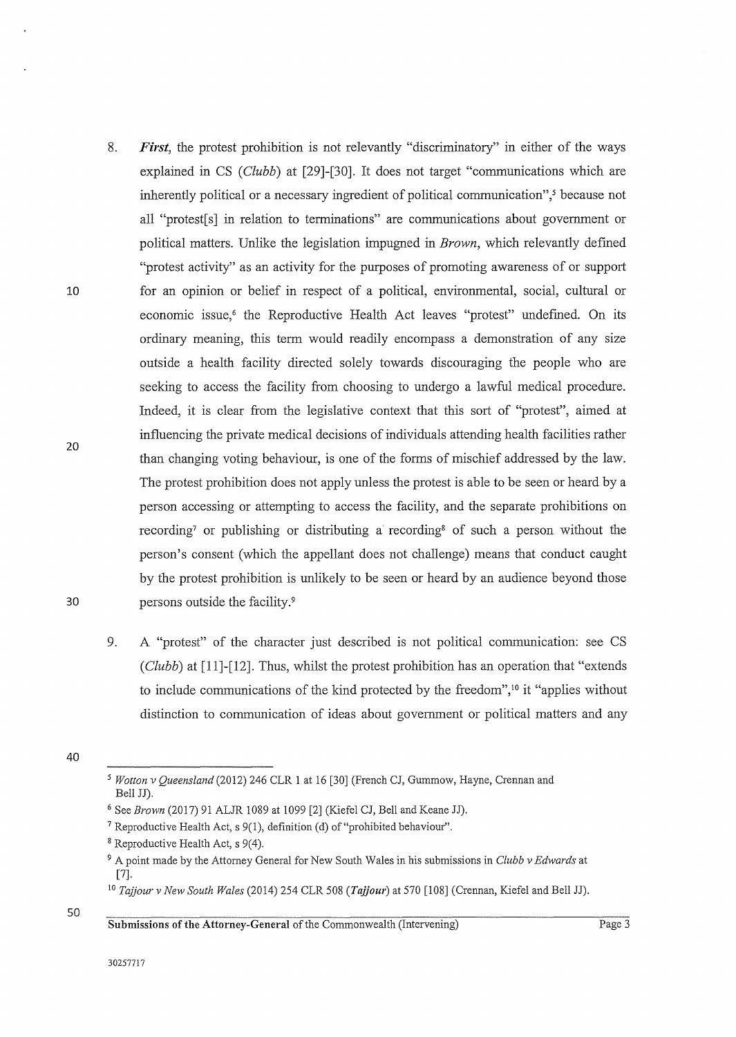8. ***First***, the protest prohibition is not relevantly "discriminatory" in either of the ways explained in CS (*Clubb*) at [29]-[30]. It does not target "communications which are inherently political or a necessary ingredient of political communication",[5] because not all "protest[s] in relation to terminations" are communications about government or political matters. Unlike the legislation impugned in *Brown*, which relevantly defined "protest activity" as an activity for the purposes of promoting awareness of or support for an opinion or belief in respect of a political, environmental, social, cultural or economic issue,[6] the Reproductive Health Act leaves "protest" undefined. On its ordinary meaning, this term would readily encompass a demonstration of any size outside a health facility directed solely towards discouraging the people who are seeking to access the facility from choosing to undergo a lawful medical procedure. Indeed, it is clear from the legislative context that this sort of "protest", aimed at influencing the private medical decisions of individuals attending health facilities rather than changing voting behaviour, is one of the forms of mischief addressed by the law. The protest prohibition does not apply unless the protest is able to be seen or heard by a person accessing or attempting to access the facility, and the separate prohibitions on recording[7] or publishing or distributing a recording[8] of such a person without the person's consent (which the appellant does not challenge) means that conduct caught by the protest prohibition is unlikely to be seen or heard by an audience beyond those persons outside the facility.[9]

9. A "protest" of the character just described is not political communication: see CS (*Clubb*) at [11]-[12]. Thus, whilst the protest prohibition has an operation that "extends to include communications of the kind protected by the freedom",[10] it "applies without distinction to communication of ideas about government or political matters and any

---

[5] *Wotton v Queensland* (2012) 246 CLR 1 at 16 [30] (French CJ, Gummow, Hayne, Crennan and Bell JJ).

[6] See *Brown* (2017) 91 ALJR 1089 at 1099 [2] (Kiefel CJ, Bell and Keane JJ).

[7] Reproductive Health Act, s 9(1), definition (d) of "prohibited behaviour".

[8] Reproductive Health Act, s 9(4).

[9] A point made by the Attorney General for New South Wales in his submissions in *Clubb v Edwards* at [7].

[10] *Tajjour v New South Wales* (2014) 254 CLR 508 (***Tajjour***) at 570 [108] (Crennan, Kiefel and Bell JJ).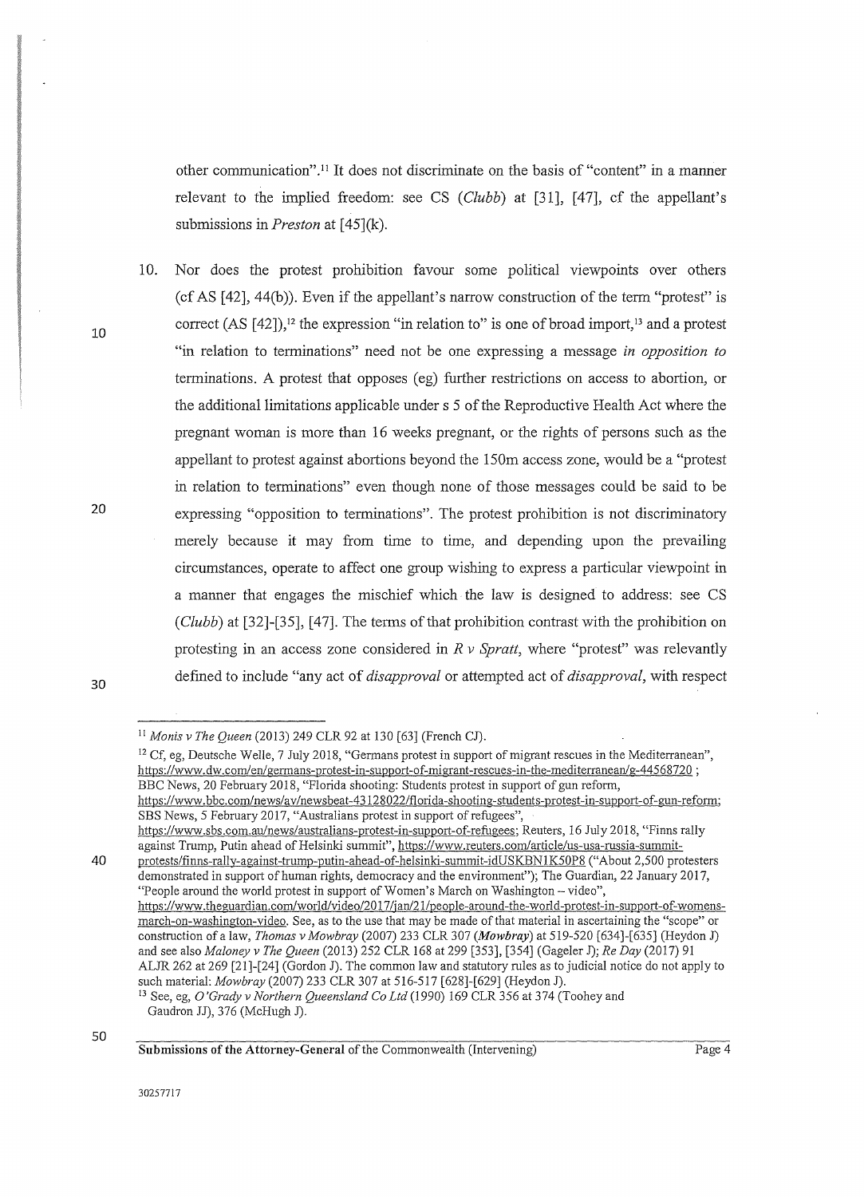other communication".[11] It does not discriminate on the basis of "content" in a manner relevant to the implied freedom: see CS (*Clubb*) at [31], [47], cf the appellant's submissions in *Preston* at [45](k).

10. Nor does the protest prohibition favour some political viewpoints over others (cf AS [42], 44(b)). Even if the appellant's narrow construction of the term "protest" is correct (AS [42]),[12] the expression "in relation to" is one of broad import,[13] and a protest "in relation to terminations" need not be one expressing a message *in opposition to* terminations. A protest that opposes (eg) further restrictions on access to abortion, or the additional limitations applicable under s 5 of the Reproductive Health Act where the pregnant woman is more than 16 weeks pregnant, or the rights of persons such as the appellant to protest against abortions beyond the 150m access zone, would be a "protest in relation to terminations" even though none of those messages could be said to be expressing "opposition to terminations". The protest prohibition is not discriminatory merely because it may from time to time, and depending upon the prevailing circumstances, operate to affect one group wishing to express a particular viewpoint in a manner that engages the mischief which the law is designed to address: see CS (*Clubb*) at [32]-[35], [47]. The terms of that prohibition contrast with the prohibition on protesting in an access zone considered in *R v Spratt*, where "protest" was relevantly defined to include "any act of *disapproval* or attempted act of *disapproval*, with respect

---

[11] *Monis v The Queen* (2013) 249 CLR 92 at 130 [63] (French CJ).

[12] Cf, eg, Deutsche Welle, 7 July 2018, "Germans protest in support of migrant rescues in the Mediterranean", https://www.dw.com/en/germans-protest-in-support-of-migrant-rescues-in-the-mediterranean/a-44568720 ; BBC News, 20 February 2018, "Florida shooting: Students protest in support of gun reform, https://www.bbc.com/news/av/newsbeat-43128022/florida-shooting-students-protest-in-support-of-gun-reform; SBS News, 5 February 2017, "Australians protest in support of refugees", https://www.sbs.com.au/news/australians-protest-in-support-of-refugees; Reuters, 16 July 2018, "Finns rally against Trump, Putin ahead of Helsinki summit", https://www.reuters.com/article/us-usa-russia-summit-protests/finns-rally-against-trump-putin-ahead-of-helsinki-summit-idUSKBN1K50P8 ("About 2,500 protesters demonstrated in support of human rights, democracy and the environment"); The Guardian, 22 January 2017, "People around the world protest in support of Women's March on Washington – video", https://www.theguardian.com/world/video/2017/jan/21/people-around-the-world-protest-in-support-of-womens-march-on-washington-video. See, as to the use that may be made of that material in ascertaining the "scope" or construction of a law, *Thomas v Mowbray* (2007) 233 CLR 307 (***Mowbray***) at 519-520 [634]-[635] (Heydon J) and see also *Maloney v The Queen* (2013) 252 CLR 168 at 299 [353], [354] (Gageler J); *Re Day* (2017) 91 ALJR 262 at 269 [21]-[24] (Gordon J). The common law and statutory rules as to judicial notice do not apply to such material: *Mowbray* (2007) 233 CLR 307 at 516-517 [628]-[629] (Heydon J).

[13] See, eg, *O'Grady v Northern Queensland Co Ltd* (1990) 169 CLR 356 at 374 (Toohey and Gaudron JJ), 376 (McHugh J).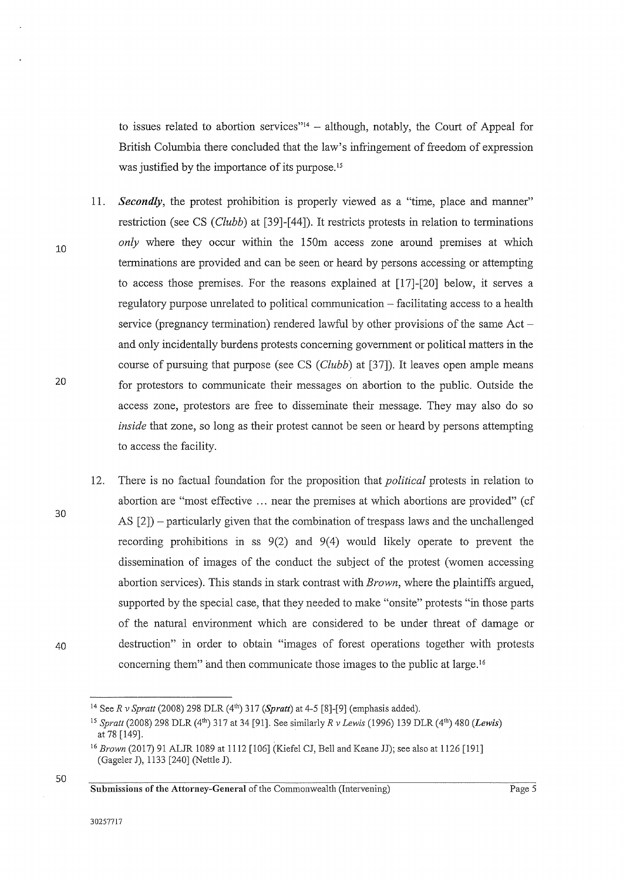to issues related to abortion services"[14] – although, notably, the Court of Appeal for British Columbia there concluded that the law's infringement of freedom of expression was justified by the importance of its purpose.[15]

11. ***Secondly***, the protest prohibition is properly viewed as a "time, place and manner" restriction (see CS (*Clubb*) at [39]-[44]). It restricts protests in relation to terminations *only* where they occur within the 150m access zone around premises at which terminations are provided and can be seen or heard by persons accessing or attempting to access those premises. For the reasons explained at [17]-[20] below, it serves a regulatory purpose unrelated to political communication – facilitating access to a health service (pregnancy termination) rendered lawful by other provisions of the same Act – and only incidentally burdens protests concerning government or political matters in the course of pursuing that purpose (see CS (*Clubb*) at [37]). It leaves open ample means for protestors to communicate their messages on abortion to the public. Outside the access zone, protestors are free to disseminate their message. They may also do so *inside* that zone, so long as their protest cannot be seen or heard by persons attempting to access the facility.

12. There is no factual foundation for the proposition that *political* protests in relation to abortion are "most effective ... near the premises at which abortions are provided" (cf AS [2]) – particularly given that the combination of trespass laws and the unchallenged recording prohibitions in ss 9(2) and 9(4) would likely operate to prevent the dissemination of images of the conduct the subject of the protest (women accessing abortion services). This stands in stark contrast with *Brown*, where the plaintiffs argued, supported by the special case, that they needed to make "onsite" protests "in those parts of the natural environment which are considered to be under threat of damage or destruction" in order to obtain "images of forest operations together with protests concerning them" and then communicate those images to the public at large.[16]

---

[14] See *R v Spratt* (2008) 298 DLR (4th) 317 (***Spratt***) at 4-5 [8]-[9] (emphasis added).

[15] *Spratt* (2008) 298 DLR (4th) 317 at 34 [91]. See similarly *R v Lewis* (1996) 139 DLR (4th) 480 (***Lewis***) at 78 [149].

[16] *Brown* (2017) 91 ALJR 1089 at 1112 [106] (Kiefel CJ, Bell and Keane JJ); see also at 1126 [191] (Gageler J), 1133 [240] (Nettle J).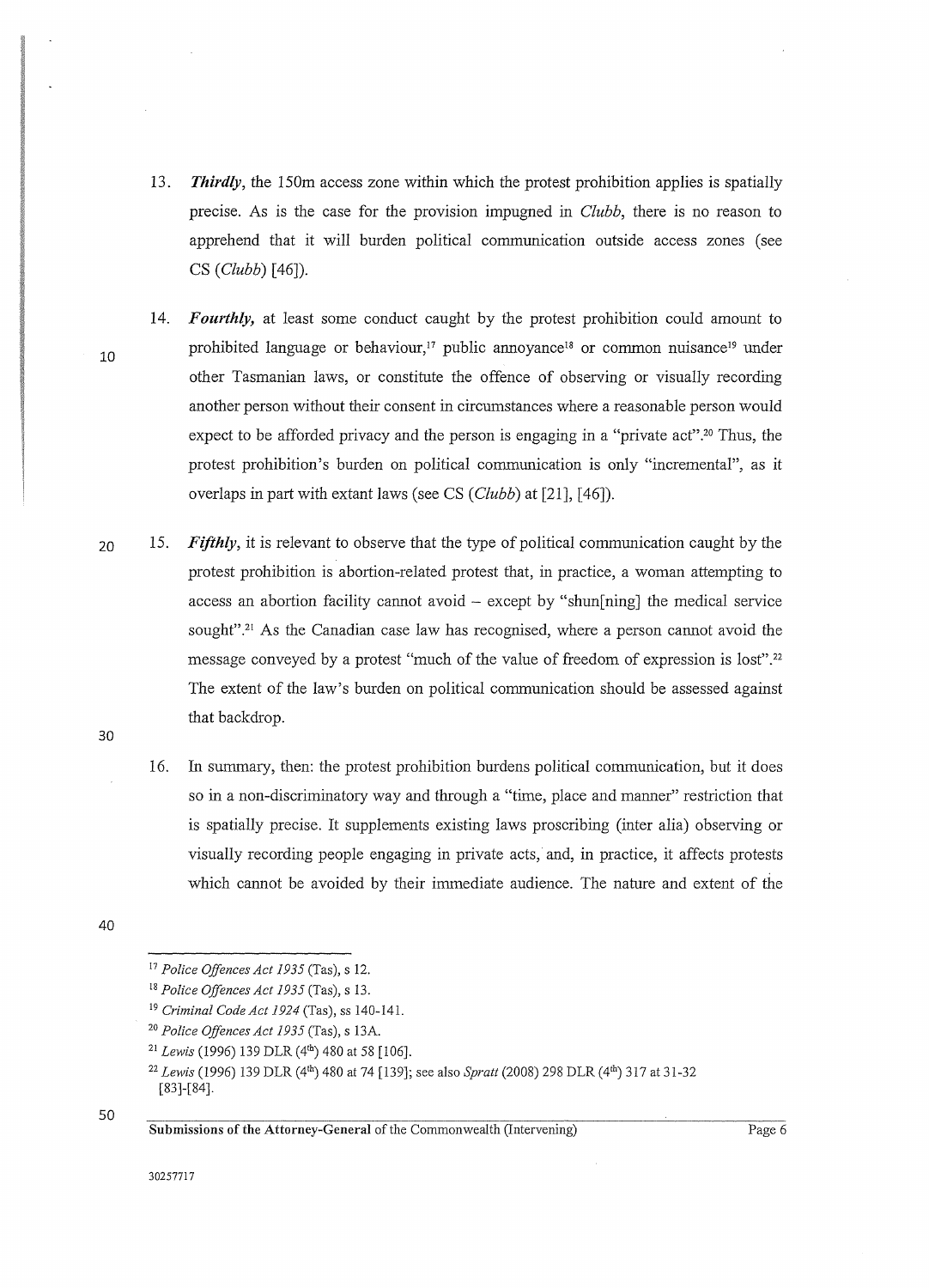13. ***Thirdly***, the 150m access zone within which the protest prohibition applies is spatially precise. As is the case for the provision impugned in *Clubb*, there is no reason to apprehend that it will burden political communication outside access zones (see CS (*Clubb*) [46]).

14. ***Fourthly,*** at least some conduct caught by the protest prohibition could amount to prohibited language or behaviour,[17] public annoyance[18] or common nuisance[19] under other Tasmanian laws, or constitute the offence of observing or visually recording another person without their consent in circumstances where a reasonable person would expect to be afforded privacy and the person is engaging in a "private act".[20] Thus, the protest prohibition's burden on political communication is only "incremental", as it overlaps in part with extant laws (see CS (*Clubb*) at [21], [46]).

15. ***Fifthly***, it is relevant to observe that the type of political communication caught by the protest prohibition is abortion-related protest that, in practice, a woman attempting to access an abortion facility cannot avoid – except by "shun[ning] the medical service sought".[21] As the Canadian case law has recognised, where a person cannot avoid the message conveyed by a protest "much of the value of freedom of expression is lost".[22] The extent of the law's burden on political communication should be assessed against that backdrop.

16. In summary, then: the protest prohibition burdens political communication, but it does so in a non-discriminatory way and through a "time, place and manner" restriction that is spatially precise. It supplements existing laws proscribing (inter alia) observing or visually recording people engaging in private acts, and, in practice, it affects protests which cannot be avoided by their immediate audience. The nature and extent of the

---

[17] *Police Offences Act 1935* (Tas), s 12.

[18] *Police Offences Act 1935* (Tas), s 13.

[19] *Criminal Code Act 1924* (Tas), ss 140-141.

[20] *Police Offences Act 1935* (Tas), s 13A.

[21] *Lewis* (1996) 139 DLR (4th) 480 at 58 [106].

[22] *Lewis* (1996) 139 DLR (4th) 480 at 74 [139]; see also *Spratt* (2008) 298 DLR (4th) 317 at 31-32 [83]-[84].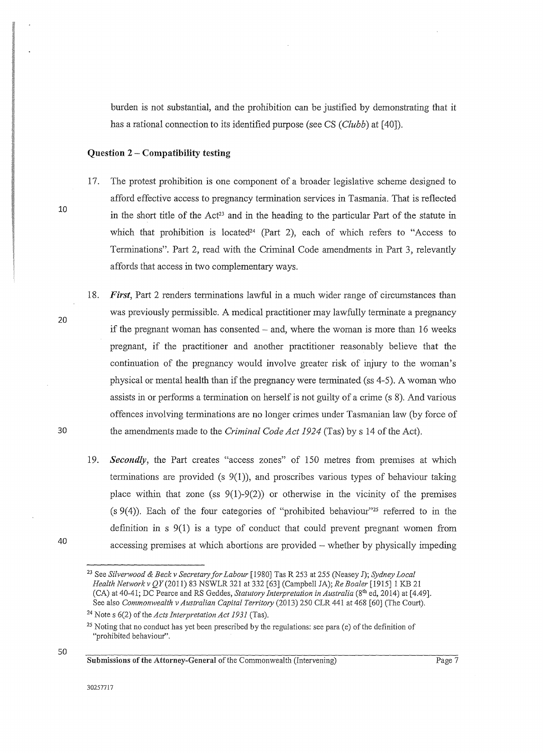burden is not substantial, and the prohibition can be justified by demonstrating that it has a rational connection to its identified purpose (see CS (*Clubb*) at [40]).

**Question 2 – Compatibility testing**

17. The protest prohibition is one component of a broader legislative scheme designed to afford effective access to pregnancy termination services in Tasmania. That is reflected in the short title of the Act[23] and in the heading to the particular Part of the statute in which that prohibition is located[24] (Part 2), each of which refers to "Access to Terminations". Part 2, read with the Criminal Code amendments in Part 3, relevantly affords that access in two complementary ways.

18. ***First***, Part 2 renders terminations lawful in a much wider range of circumstances than was previously permissible. A medical practitioner may lawfully terminate a pregnancy if the pregnant woman has consented – and, where the woman is more than 16 weeks pregnant, if the practitioner and another practitioner reasonably believe that the continuation of the pregnancy would involve greater risk of injury to the woman's physical or mental health than if the pregnancy were terminated (ss 4-5). A woman who assists in or performs a termination on herself is not guilty of a crime (s 8). And various offences involving terminations are no longer crimes under Tasmanian law (by force of the amendments made to the *Criminal Code Act 1924* (Tas) by s 14 of the Act).

19. ***Secondly***, the Part creates "access zones" of 150 metres from premises at which terminations are provided (s 9(1)), and proscribes various types of behaviour taking place within that zone (ss 9(1)-9(2)) or otherwise in the vicinity of the premises (s 9(4)). Each of the four categories of "prohibited behaviour"[25] referred to in the definition in s 9(1) is a type of conduct that could prevent pregnant women from accessing premises at which abortions are provided – whether by physically impeding

---

[23] See *Silverwood & Beck v Secretary for Labour* [1980] Tas R 253 at 255 (Neasey J); *Sydney Local Health Network v QY* (2011) 83 NSWLR 321 at 332 [63] (Campbell JA); *Re Boaler* [1915] 1 KB 21 (CA) at 40-41; DC Pearce and RS Geddes, *Statutory Interpretation in Australia* (8th ed, 2014) at [4.49]. See also *Commonwealth v Australian Capital Territory* (2013) 250 CLR 441 at 468 [60] (The Court).

[24] Note s 6(2) of the *Acts Interpretation Act 1931* (Tas).

[25] Noting that no conduct has yet been prescribed by the regulations: see para (e) of the definition of "prohibited behaviour".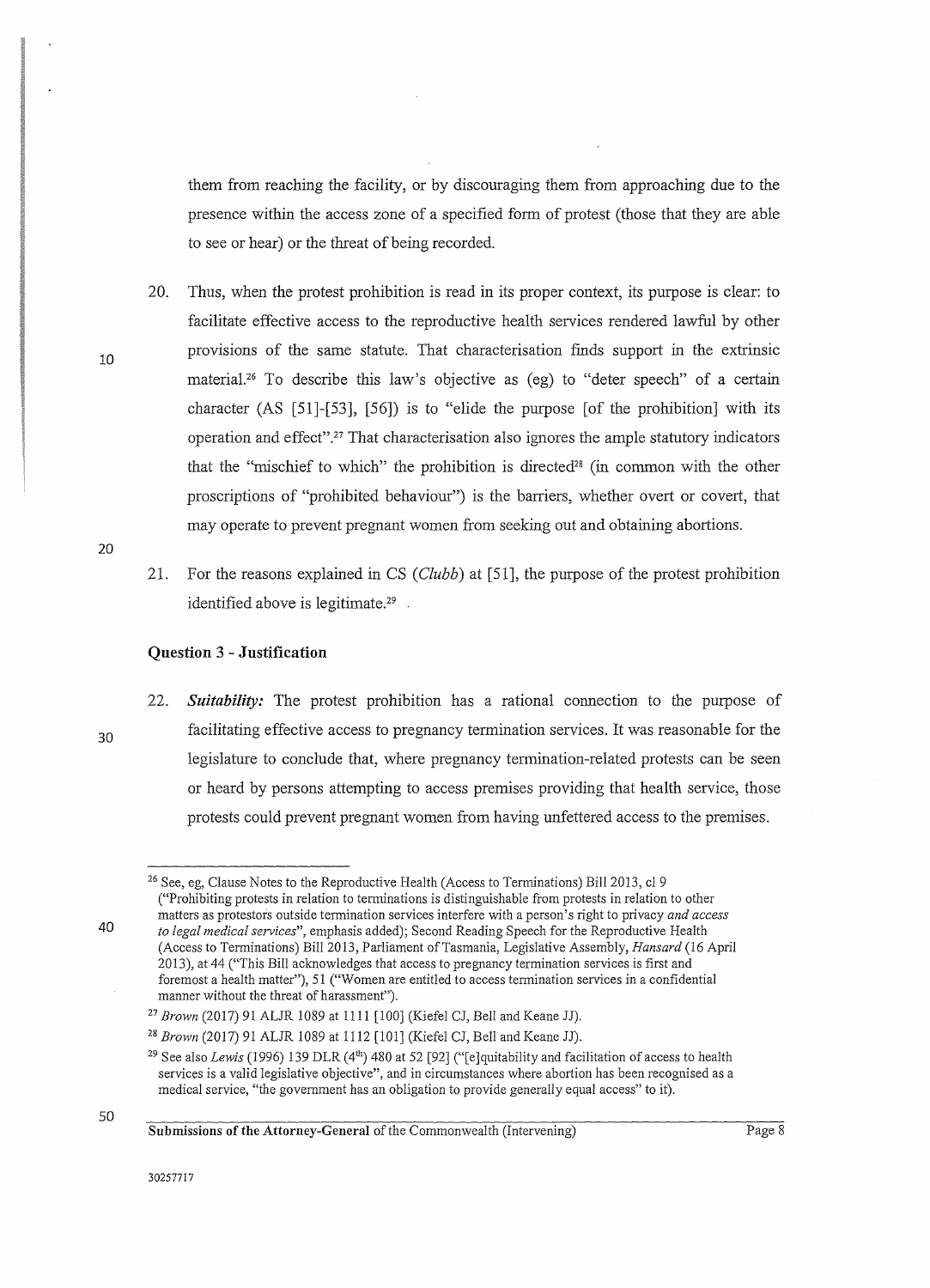them from reaching the facility, or by discouraging them from approaching due to the presence within the access zone of a specified form of protest (those that they are able to see or hear) or the threat of being recorded.

20. Thus, when the protest prohibition is read in its proper context, its purpose is clear: to facilitate effective access to the reproductive health services rendered lawful by other provisions of the same statute. That characterisation finds support in the extrinsic material.[26] To describe this law's objective as (eg) to "deter speech" of a certain character (AS [51]-[53], [56]) is to "elide the purpose [of the prohibition] with its operation and effect".[27] That characterisation also ignores the ample statutory indicators that the "mischief to which" the prohibition is directed[28] (in common with the other proscriptions of "prohibited behaviour") is the barriers, whether overt or covert, that may operate to prevent pregnant women from seeking out and obtaining abortions.

21. For the reasons explained in CS (*Clubb*) at [51], the purpose of the protest prohibition identified above is legitimate.[29]

### Question 3 - Justification

22. ***Suitability:*** The protest prohibition has a rational connection to the purpose of facilitating effective access to pregnancy termination services. It was reasonable for the legislature to conclude that, where pregnancy termination-related protests can be seen or heard by persons attempting to access premises providing that health service, those protests could prevent pregnant women from having unfettered access to the premises.

---

[26] See, eg, Clause Notes to the Reproductive Health (Access to Terminations) Bill 2013, cl 9 ("Prohibiting protests in relation to terminations is distinguishable from protests in relation to other matters as protestors outside termination services interfere with a person's right to privacy *and access to legal medical services*", emphasis added); Second Reading Speech for the Reproductive Health (Access to Terminations) Bill 2013, Parliament of Tasmania, Legislative Assembly, *Hansard* (16 April 2013), at 44 ("This Bill acknowledges that access to pregnancy termination services is first and foremost a health matter"), 51 ("Women are entitled to access termination services in a confidential manner without the threat of harassment").

[27] *Brown* (2017) 91 ALJR 1089 at 1111 [100] (Kiefel CJ, Bell and Keane JJ).

[28] *Brown* (2017) 91 ALJR 1089 at 1112 [101] (Kiefel CJ, Bell and Keane JJ).

[29] See also *Lewis* (1996) 139 DLR (4th) 480 at 52 [92] ("[e]quitability and facilitation of access to health services is a valid legislative objective", and in circumstances where abortion has been recognised as a medical service, "the government has an obligation to provide generally equal access" to it).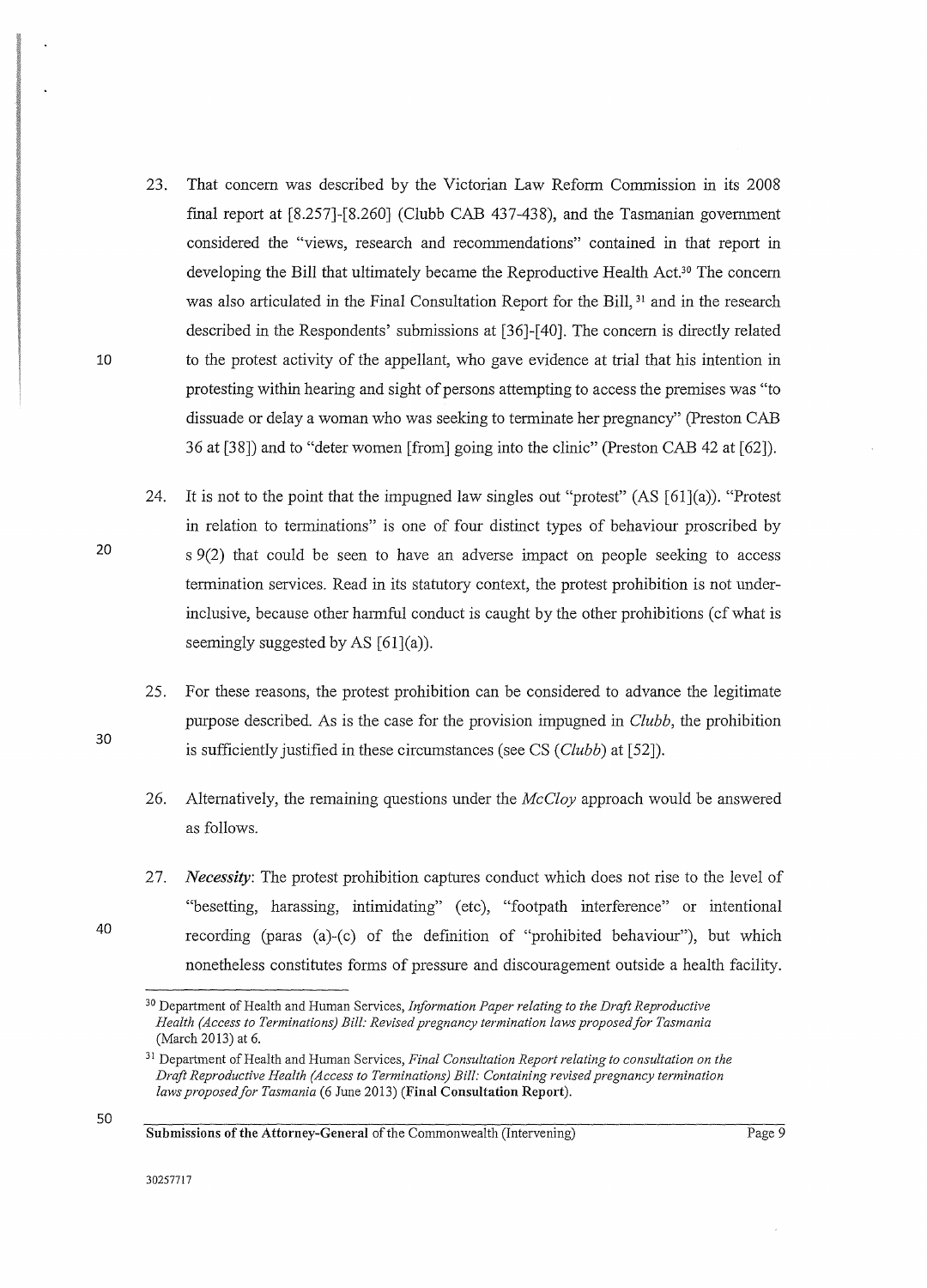23. That concern was described by the Victorian Law Reform Commission in its 2008 final report at [8.257]-[8.260] (Clubb CAB 437-438), and the Tasmanian government considered the "views, research and recommendations" contained in that report in developing the Bill that ultimately became the Reproductive Health Act.[30] The concern was also articulated in the Final Consultation Report for the Bill,[31] and in the research described in the Respondents' submissions at [36]-[40]. The concern is directly related to the protest activity of the appellant, who gave evidence at trial that his intention in protesting within hearing and sight of persons attempting to access the premises was "to dissuade or delay a woman who was seeking to terminate her pregnancy" (Preston CAB 36 at [38]) and to "deter women [from] going into the clinic" (Preston CAB 42 at [62]).

24. It is not to the point that the impugned law singles out "protest" (AS [61](a)). "Protest in relation to terminations" is one of four distinct types of behaviour proscribed by s 9(2) that could be seen to have an adverse impact on people seeking to access termination services. Read in its statutory context, the protest prohibition is not under-inclusive, because other harmful conduct is caught by the other prohibitions (cf what is seemingly suggested by AS [61](a)).

25. For these reasons, the protest prohibition can be considered to advance the legitimate purpose described. As is the case for the provision impugned in *Clubb*, the prohibition is sufficiently justified in these circumstances (see CS (*Clubb*) at [52]).

26. Alternatively, the remaining questions under the *McCloy* approach would be answered as follows.

27. ***Necessity***: The protest prohibition captures conduct which does not rise to the level of "besetting, harassing, intimidating" (etc), "footpath interference" or intentional recording (paras (a)-(c) of the definition of "prohibited behaviour"), but which nonetheless constitutes forms of pressure and discouragement outside a health facility.

---

[30] Department of Health and Human Services, *Information Paper relating to the Draft Reproductive Health (Access to Terminations) Bill: Revised pregnancy termination laws proposed for Tasmania* (March 2013) at 6.

[31] Department of Health and Human Services, *Final Consultation Report relating to consultation on the Draft Reproductive Health (Access to Terminations) Bill: Containing revised pregnancy termination laws proposed for Tasmania* (6 June 2013) (**Final Consultation Report**).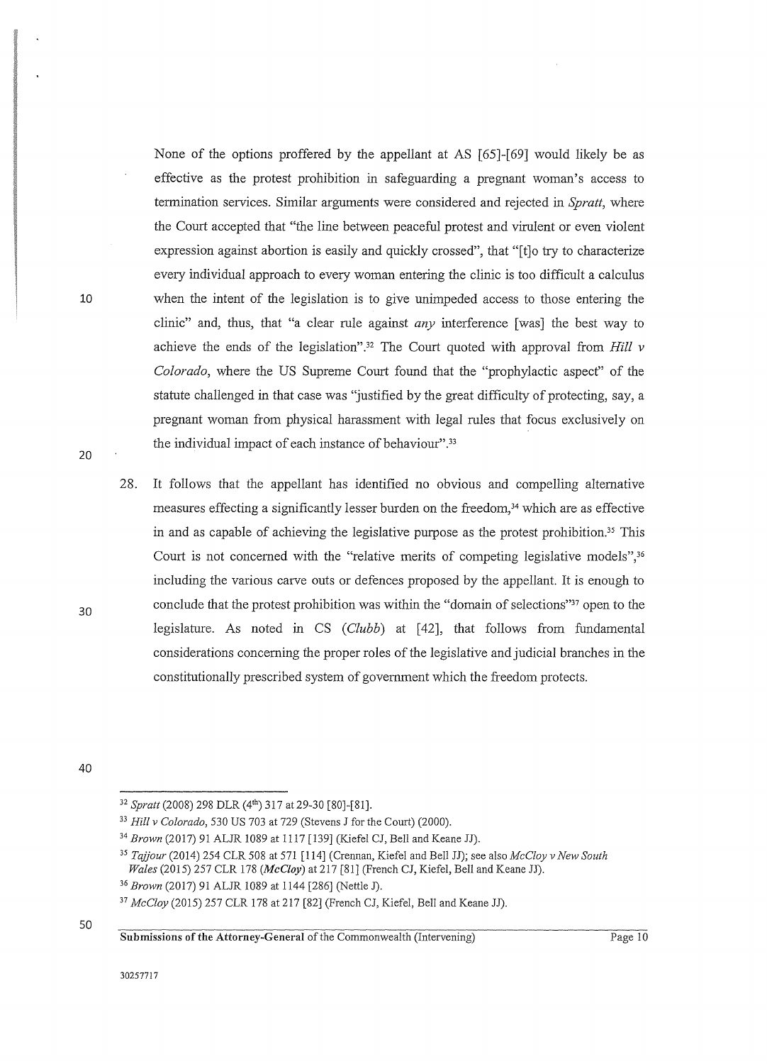None of the options proffered by the appellant at AS [65]-[69] would likely be as effective as the protest prohibition in safeguarding a pregnant woman's access to termination services. Similar arguments were considered and rejected in *Spratt*, where the Court accepted that "the line between peaceful protest and virulent or even violent expression against abortion is easily and quickly crossed", that "[t]o try to characterize every individual approach to every woman entering the clinic is too difficult a calculus when the intent of the legislation is to give unimpeded access to those entering the clinic" and, thus, that "a clear rule against *any* interference [was] the best way to achieve the ends of the legislation".[32] The Court quoted with approval from *Hill v Colorado*, where the US Supreme Court found that the "prophylactic aspect" of the statute challenged in that case was "justified by the great difficulty of protecting, say, a pregnant woman from physical harassment with legal rules that focus exclusively on the individual impact of each instance of behaviour".[33]

28. It follows that the appellant has identified no obvious and compelling alternative measures effecting a significantly lesser burden on the freedom,[34] which are as effective in and as capable of achieving the legislative purpose as the protest prohibition.[35] This Court is not concerned with the "relative merits of competing legislative models",[36] including the various carve outs or defences proposed by the appellant. It is enough to conclude that the protest prohibition was within the "domain of selections"[37] open to the legislature. As noted in CS (*Clubb*) at [42], that follows from fundamental considerations concerning the proper roles of the legislative and judicial branches in the constitutionally prescribed system of government which the freedom protects.

---

[32] *Spratt* (2008) 298 DLR (4th) 317 at 29-30 [80]-[81].

[33] *Hill v Colorado*, 530 US 703 at 729 (Stevens J for the Court) (2000).

[34] *Brown* (2017) 91 ALJR 1089 at 1117 [139] (Kiefel CJ, Bell and Keane JJ).

[35] *Tajjour* (2014) 254 CLR 508 at 571 [114] (Crennan, Kiefel and Bell JJ); see also *McCloy v New South Wales* (2015) 257 CLR 178 (***McCloy***) at 217 [81] (French CJ, Kiefel, Bell and Keane JJ).

[36] *Brown* (2017) 91 ALJR 1089 at 1144 [286] (Nettle J).

[37] *McCloy* (2015) 257 CLR 178 at 217 [82] (French CJ, Kiefel, Bell and Keane JJ).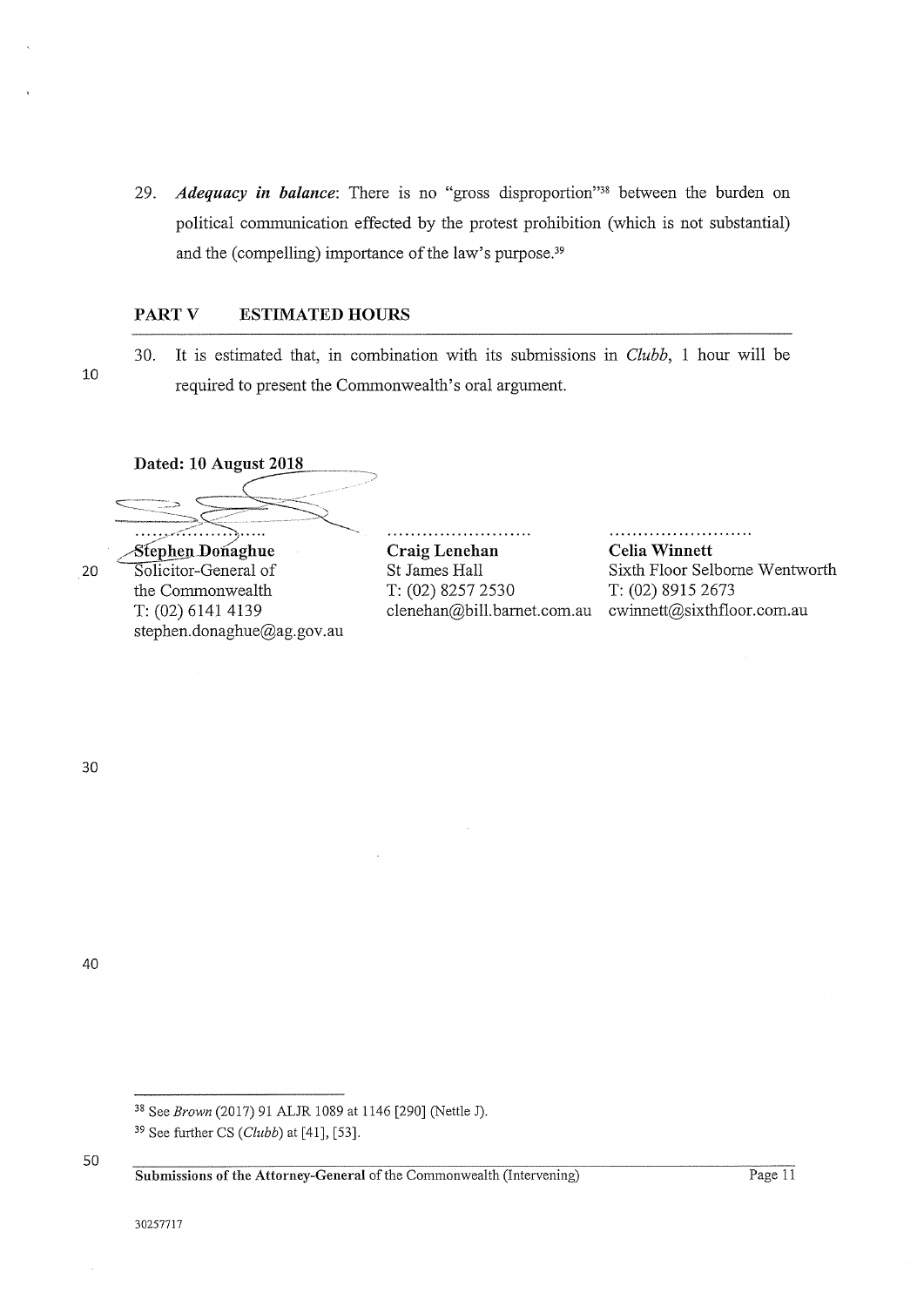29. ***Adequacy in balance***: There is no "gross disproportion"[38] between the burden on political communication effected by the protest prohibition (which is not substantial) and the (compelling) importance of the law's purpose.[39]

## PART V ESTIMATED HOURS

30. It is estimated that, in combination with its submissions in *Clubb*, 1 hour will be required to present the Commonwealth's oral argument.

**Dated: 10 August 2018**

| | | |
|---|---|---|
| **Stephen Donaghue**<br>Solicitor-General of the Commonwealth<br>T: (02) 6141 4139<br>stephen.donaghue@ag.gov.au | **Craig Lenehan**<br>St James Hall<br>T: (02) 8257 2530<br>clenehan@bill.barnet.com.au | **Celia Winnett**<br>Sixth Floor Selborne Wentworth<br>T: (02) 8915 2673<br>cwinnett@sixthfloor.com.au |

---

[38] See *Brown* (2017) 91 ALJR 1089 at 1146 [290] (Nettle J).

[39] See further CS (*Clubb*) at [41], [53].